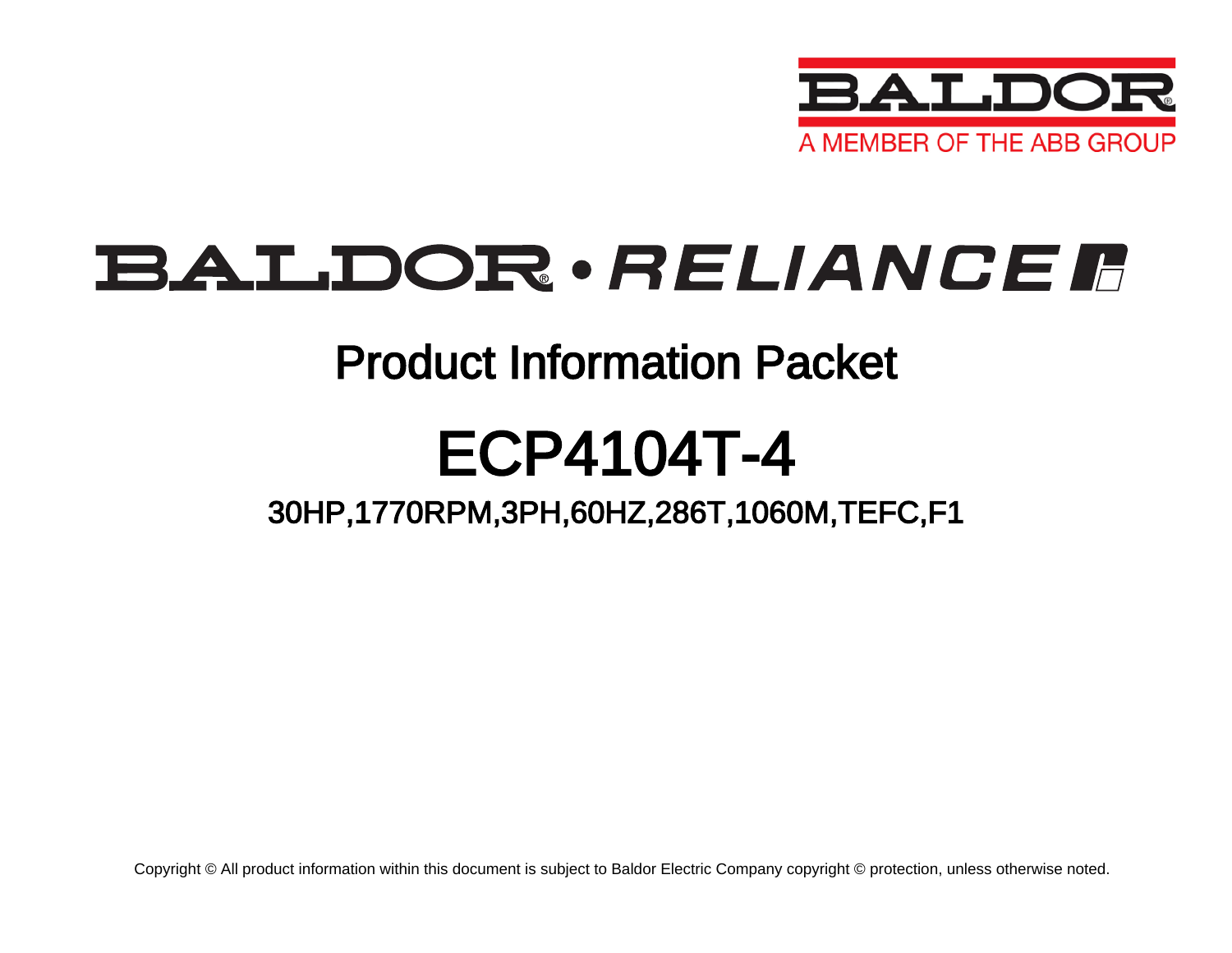BALDOR
A MEMBER OF THE ABB GROUP

# BALDOR • RELIANCE

## Product Information Packet

# ECP4104T-4

### 30HP,1770RPM,3PH,60HZ,286T,1060M,TEFC,F1

Copyright © All product information within this document is subject to Baldor Electric Company copyright © protection, unless otherwise noted.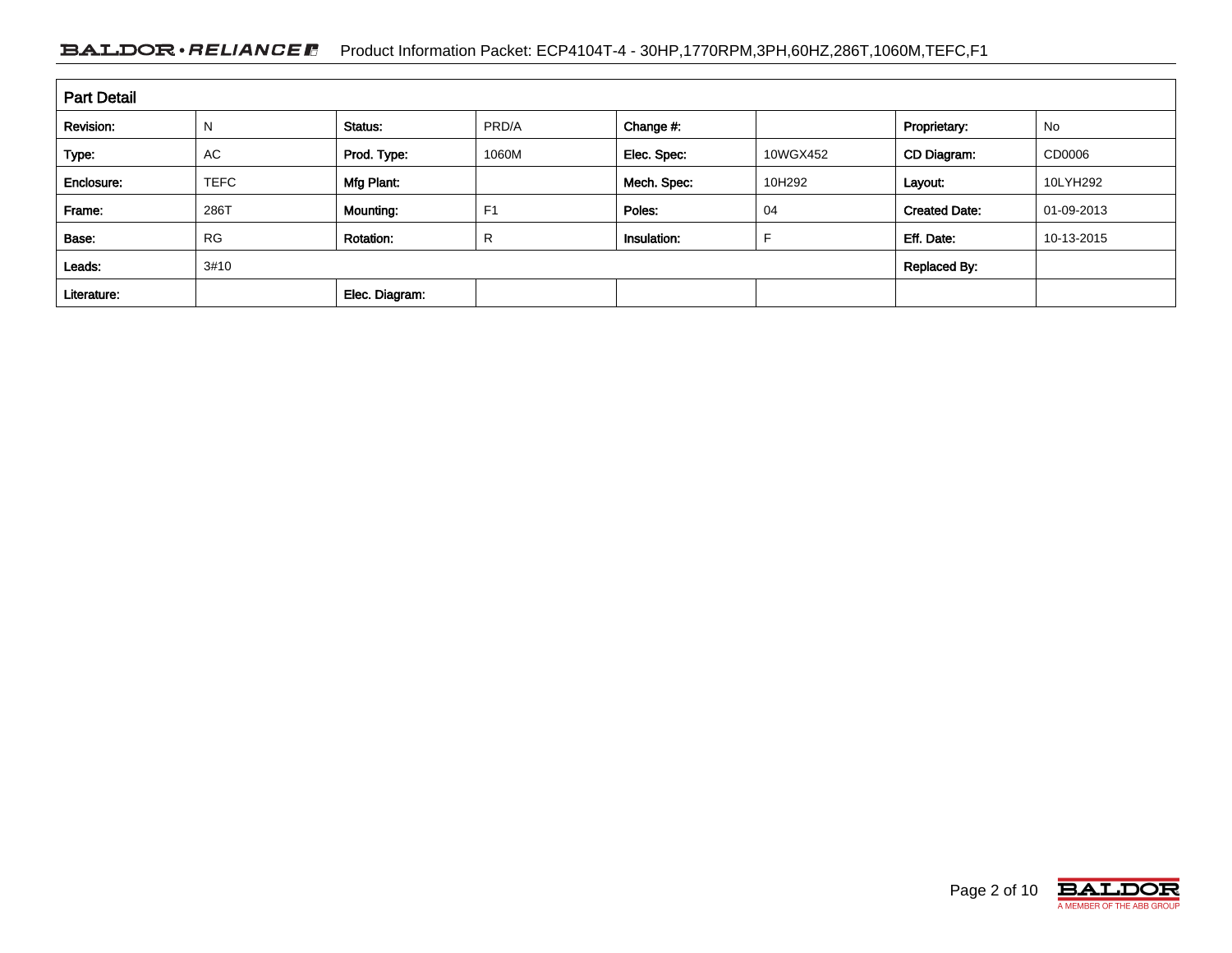## Part Detail

| Revision: | N | Status: | PRD/A | Change #: | | Proprietary: | No |
|---|---|---|---|---|---|---|---|
| Type: | AC | Prod. Type: | 1060M | Elec. Spec: | 10WGX452 | CD Diagram: | CD0006 |
| Enclosure: | TEFC | Mfg Plant: | | Mech. Spec: | 10H292 | Layout: | 10LYH292 |
| Frame: | 286T | Mounting: | F1 | Poles: | 04 | Created Date: | 01-09-2013 |
| Base: | RG | Rotation: | R | Insulation: | F | Eff. Date: | 10-13-2015 |
| Leads: | 3#10 | | | | | Replaced By: | |
| Literature: | | Elec. Diagram: | | | | | |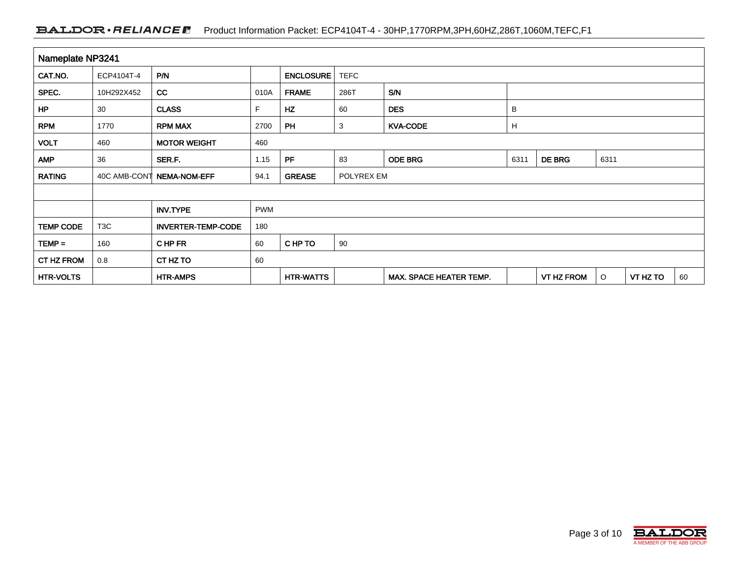| Nameplate NP3241 | | | | | | | | | | | | |
|---|---|---|---|---|---|---|---|---|---|---|---|---|
| CAT.NO. | ECP4104T-4 | P/N | | ENCLOSURE | TEFC | | | | | | | |
| SPEC. | 10H292X452 | CC | 010A | FRAME | 286T | S/N | | | | | | |
| HP | 30 | CLASS | F | HZ | 60 | DES | B | | | | | |
| RPM | 1770 | RPM MAX | 2700 | PH | 3 | KVA-CODE | H | | | | | |
| VOLT | 460 | MOTOR WEIGHT | 460 | | | | | | | | | |
| AMP | 36 | SER.F. | 1.15 | PF | 83 | ODE BRG | 6311 | DE BRG | 6311 | | | |
| RATING | 40C AMB-CONT | NEMA-NOM-EFF | 94.1 | GREASE | POLYREX EM | | | | | | | |
| | | | | | | | | | | | | |
| | | INV.TYPE | PWM | | | | | | | | | |
| TEMP CODE | T3C | INVERTER-TEMP-CODE | 180 | | | | | | | | | |
| TEMP = | 160 | C HP FR | 60 | C HP TO | 90 | | | | | | | |
| CT HZ FROM | 0.8 | CT HZ TO | 60 | | | | | | | | | |
| HTR-VOLTS | | HTR-AMPS | | HTR-WATTS | | MAX. SPACE HEATER TEMP. | | VT HZ FROM | O | VT HZ TO | 60 | |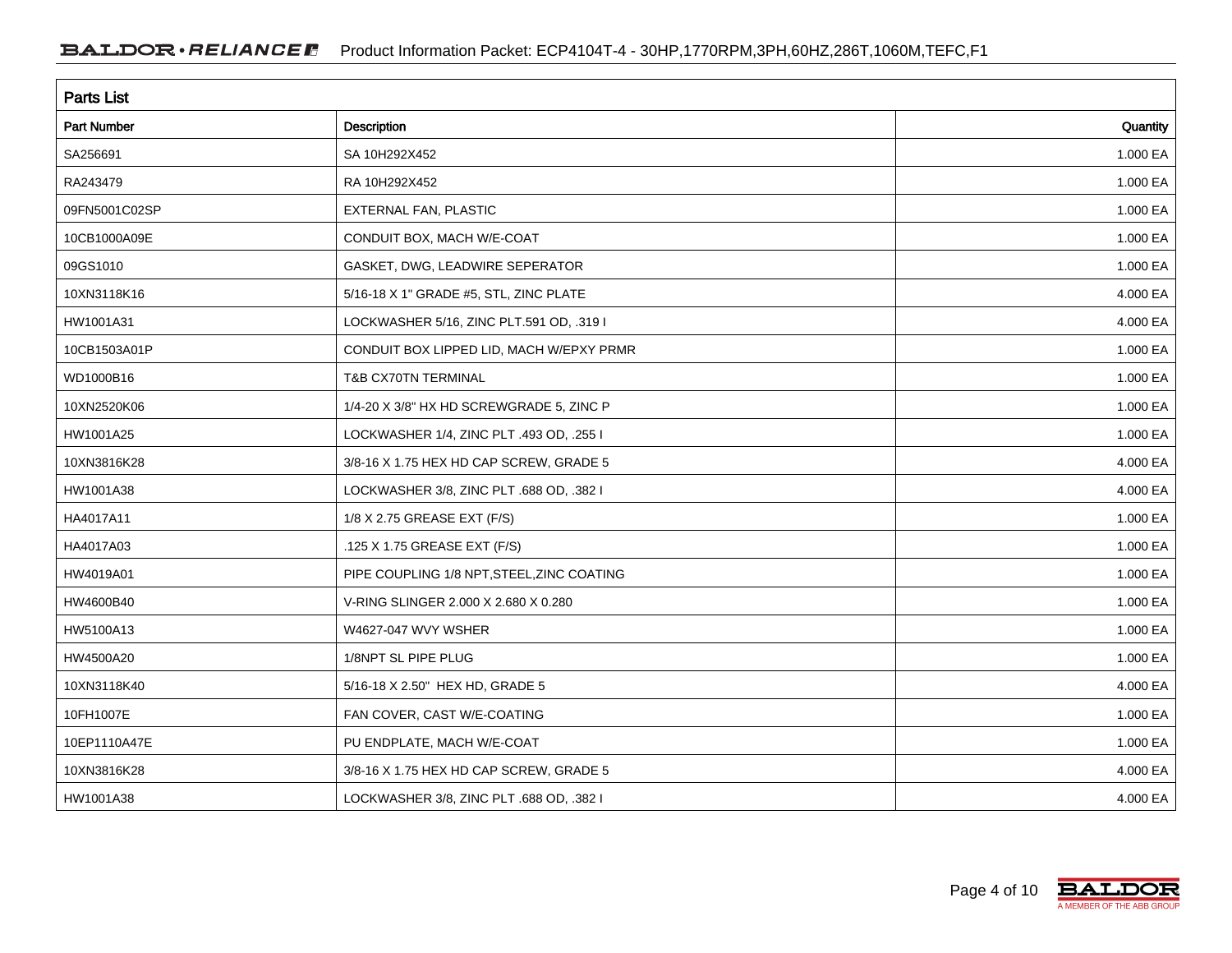## Parts List

| Part Number | Description | Quantity |
|---|---|---|
| SA256691 | SA 10H292X452 | 1.000 EA |
| RA243479 | RA 10H292X452 | 1.000 EA |
| 09FN5001C02SP | EXTERNAL FAN, PLASTIC | 1.000 EA |
| 10CB1000A09E | CONDUIT BOX, MACH W/E-COAT | 1.000 EA |
| 09GS1010 | GASKET, DWG, LEADWIRE SEPERATOR | 1.000 EA |
| 10XN3118K16 | 5/16-18 X 1" GRADE #5, STL, ZINC PLATE | 4.000 EA |
| HW1001A31 | LOCKWASHER 5/16, ZINC PLT.591 OD, .319 I | 4.000 EA |
| 10CB1503A01P | CONDUIT BOX LIPPED LID, MACH W/EPXY PRMR | 1.000 EA |
| WD1000B16 | T&B CX70TN TERMINAL | 1.000 EA |
| 10XN2520K06 | 1/4-20 X 3/8" HX HD SCREWGRADE 5, ZINC P | 1.000 EA |
| HW1001A25 | LOCKWASHER 1/4, ZINC PLT .493 OD, .255 I | 1.000 EA |
| 10XN3816K28 | 3/8-16 X 1.75 HEX HD CAP SCREW, GRADE 5 | 4.000 EA |
| HW1001A38 | LOCKWASHER 3/8, ZINC PLT .688 OD, .382 I | 4.000 EA |
| HA4017A11 | 1/8 X 2.75 GREASE EXT (F/S) | 1.000 EA |
| HA4017A03 | .125 X 1.75 GREASE EXT (F/S) | 1.000 EA |
| HW4019A01 | PIPE COUPLING 1/8 NPT,STEEL,ZINC COATING | 1.000 EA |
| HW4600B40 | V-RING SLINGER 2.000 X 2.680 X 0.280 | 1.000 EA |
| HW5100A13 | W4627-047 WVY WSHER | 1.000 EA |
| HW4500A20 | 1/8NPT SL PIPE PLUG | 1.000 EA |
| 10XN3118K40 | 5/16-18 X 2.50" HEX HD, GRADE 5 | 4.000 EA |
| 10FH1007E | FAN COVER, CAST W/E-COATING | 1.000 EA |
| 10EP1110A47E | PU ENDPLATE, MACH W/E-COAT | 1.000 EA |
| 10XN3816K28 | 3/8-16 X 1.75 HEX HD CAP SCREW, GRADE 5 | 4.000 EA |
| HW1001A38 | LOCKWASHER 3/8, ZINC PLT .688 OD, .382 I | 4.000 EA |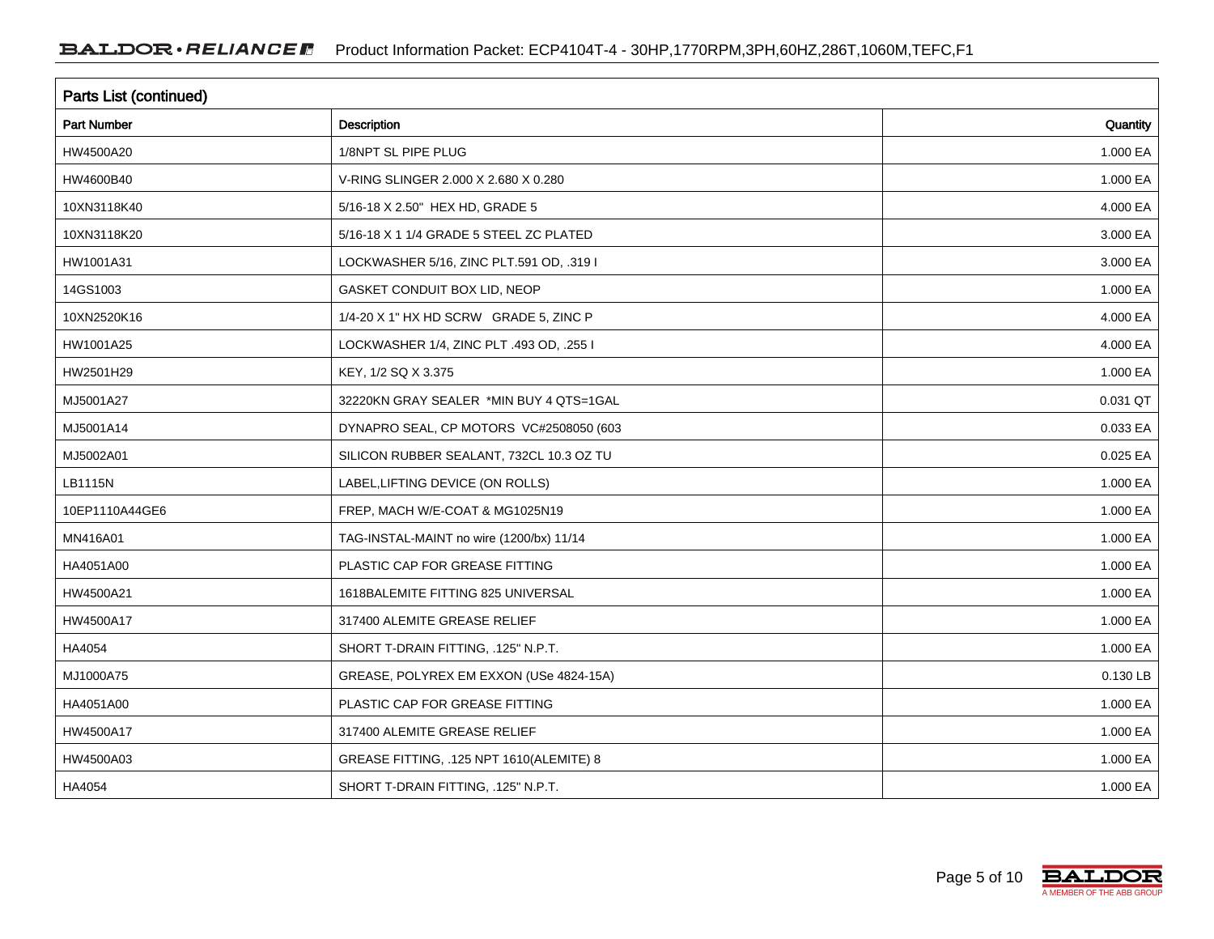## Parts List (continued)

| Part Number | Description | Quantity |
|---|---|---|
| HW4500A20 | 1/8NPT SL PIPE PLUG | 1.000 EA |
| HW4600B40 | V-RING SLINGER 2.000 X 2.680 X 0.280 | 1.000 EA |
| 10XN3118K40 | 5/16-18 X 2.50" HEX HD, GRADE 5 | 4.000 EA |
| 10XN3118K20 | 5/16-18 X 1 1/4 GRADE 5 STEEL ZC PLATED | 3.000 EA |
| HW1001A31 | LOCKWASHER 5/16, ZINC PLT.591 OD, .319 I | 3.000 EA |
| 14GS1003 | GASKET CONDUIT BOX LID, NEOP | 1.000 EA |
| 10XN2520K16 | 1/4-20 X 1" HX HD SCRW GRADE 5, ZINC P | 4.000 EA |
| HW1001A25 | LOCKWASHER 1/4, ZINC PLT .493 OD, .255 I | 4.000 EA |
| HW2501H29 | KEY, 1/2 SQ X 3.375 | 1.000 EA |
| MJ5001A27 | 32220KN GRAY SEALER *MIN BUY 4 QTS=1GAL | 0.031 QT |
| MJ5001A14 | DYNAPRO SEAL, CP MOTORS VC#2508050 (603 | 0.033 EA |
| MJ5002A01 | SILICON RUBBER SEALANT, 732CL 10.3 OZ TU | 0.025 EA |
| LB1115N | LABEL,LIFTING DEVICE (ON ROLLS) | 1.000 EA |
| 10EP1110A44GE6 | FREP, MACH W/E-COAT & MG1025N19 | 1.000 EA |
| MN416A01 | TAG-INSTAL-MAINT no wire (1200/bx) 11/14 | 1.000 EA |
| HA4051A00 | PLASTIC CAP FOR GREASE FITTING | 1.000 EA |
| HW4500A21 | 1618BALEMITE FITTING 825 UNIVERSAL | 1.000 EA |
| HW4500A17 | 317400 ALEMITE GREASE RELIEF | 1.000 EA |
| HA4054 | SHORT T-DRAIN FITTING, .125" N.P.T. | 1.000 EA |
| MJ1000A75 | GREASE, POLYREX EM EXXON (USe 4824-15A) | 0.130 LB |
| HA4051A00 | PLASTIC CAP FOR GREASE FITTING | 1.000 EA |
| HW4500A17 | 317400 ALEMITE GREASE RELIEF | 1.000 EA |
| HW4500A03 | GREASE FITTING, .125 NPT 1610(ALEMITE) 8 | 1.000 EA |
| HA4054 | SHORT T-DRAIN FITTING, .125" N.P.T. | 1.000 EA |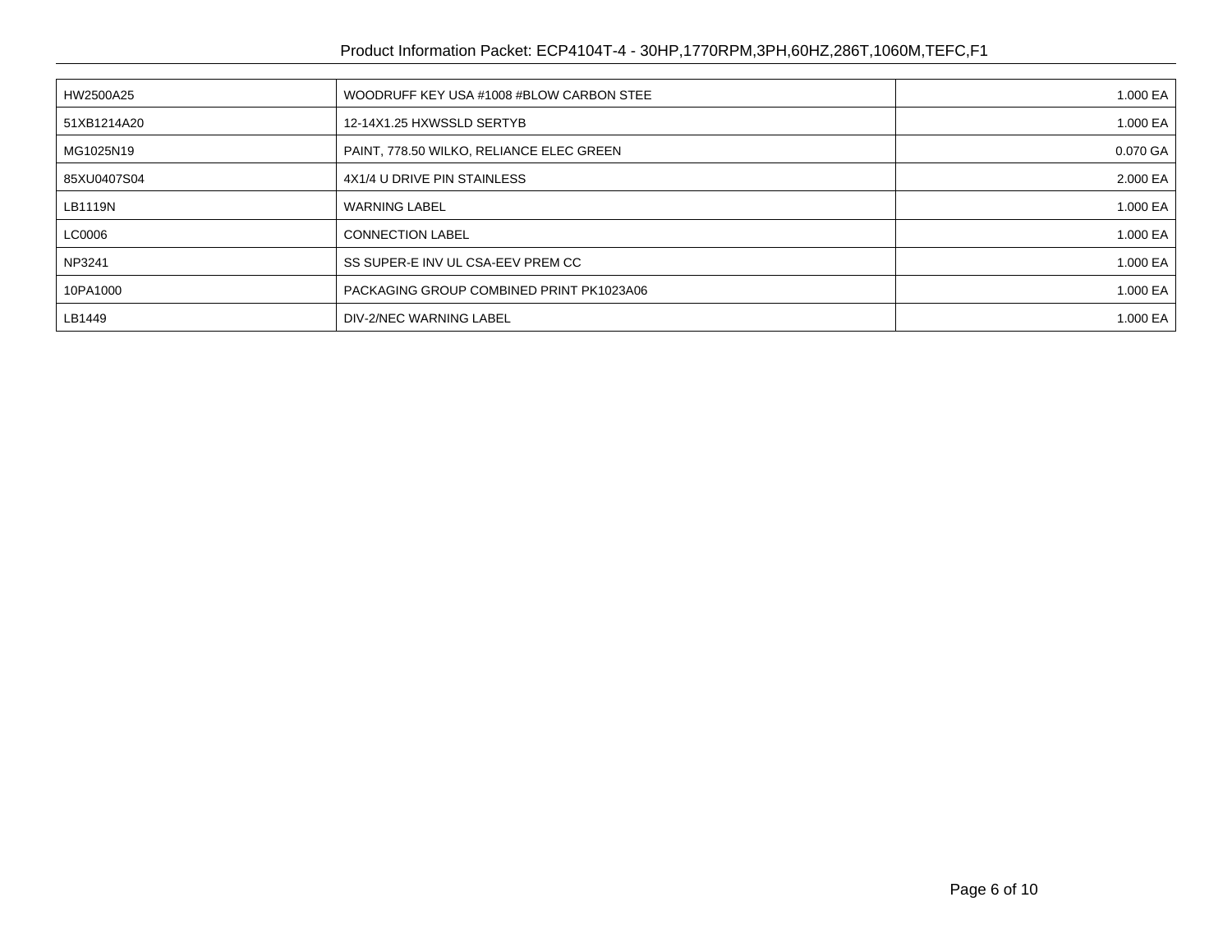| HW2500A25 | WOODRUFF KEY USA #1008 #BLOW CARBON STEE | 1.000 EA |
|---|---|---|
| 51XB1214A20 | 12-14X1.25 HXWSSLD SERTYB | 1.000 EA |
| MG1025N19 | PAINT, 778.50 WILKO, RELIANCE ELEC GREEN | 0.070 GA |
| 85XU0407S04 | 4X1/4 U DRIVE PIN STAINLESS | 2.000 EA |
| LB1119N | WARNING LABEL | 1.000 EA |
| LC0006 | CONNECTION LABEL | 1.000 EA |
| NP3241 | SS SUPER-E INV UL CSA-EEV PREM CC | 1.000 EA |
| 10PA1000 | PACKAGING GROUP COMBINED PRINT PK1023A06 | 1.000 EA |
| LB1449 | DIV-2/NEC WARNING LABEL | 1.000 EA |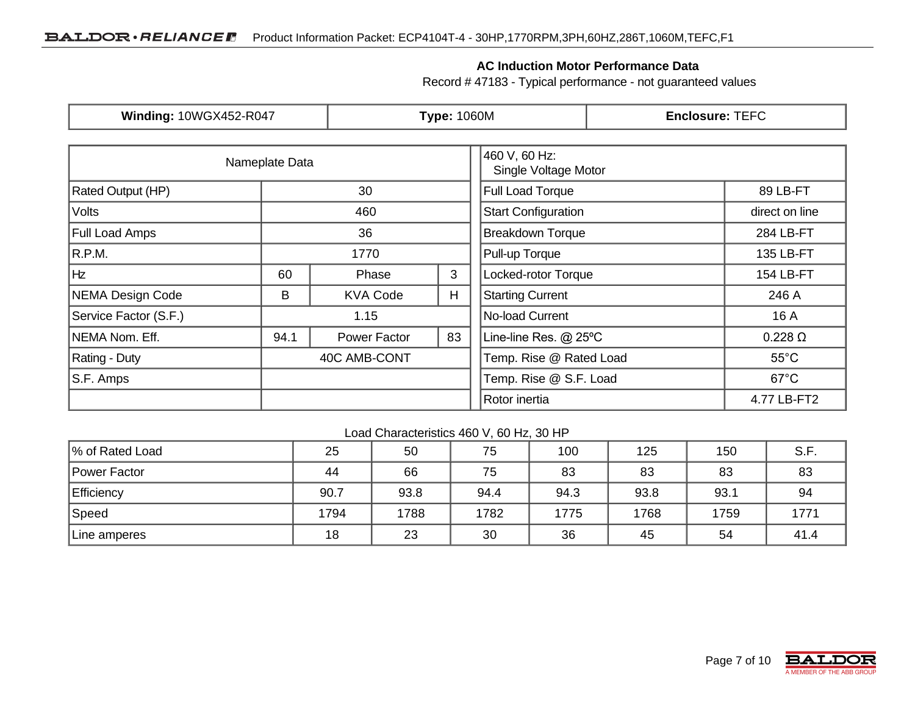## AC Induction Motor Performance Data

Record # 47183 - Typical performance - not guaranteed values

| **Winding:** 10WGX452-R047 | **Type:** 1060M | **Enclosure:** TEFC |
|---|---|---|

| Nameplate Data | | | |
|---|---|---|---|
| Rated Output (HP) | 30 | | |
| Volts | 460 | | |
| Full Load Amps | 36 | | |
| R.P.M. | 1770 | | |
| Hz | 60 | Phase | 3 |
| NEMA Design Code | B | KVA Code | H |
| Service Factor (S.F.) | 1.15 | | |
| NEMA Nom. Eff. | 94.1 | Power Factor | 83 |
| Rating - Duty | 40C AMB-CONT | | |
| S.F. Amps | | | |
| | | | |

| 460 V, 60 Hz: Single Voltage Motor | |
|---|---|
| Full Load Torque | 89 LB-FT |
| Start Configuration | direct on line |
| Breakdown Torque | 284 LB-FT |
| Pull-up Torque | 135 LB-FT |
| Locked-rotor Torque | 154 LB-FT |
| Starting Current | 246 A |
| No-load Current | 16 A |
| Line-line Res. @ 25ºC | 0.228 Ω |
| Temp. Rise @ Rated Load | 55°C |
| Temp. Rise @ S.F. Load | 67°C |
| Rotor inertia | 4.77 LB-FT2 |

Load Characteristics 460 V, 60 Hz, 30 HP

| % of Rated Load | 25 | 50 | 75 | 100 | 125 | 150 | S.F. |
|---|---|---|---|---|---|---|---|
| Power Factor | 44 | 66 | 75 | 83 | 83 | 83 | 83 |
| Efficiency | 90.7 | 93.8 | 94.4 | 94.3 | 93.8 | 93.1 | 94 |
| Speed | 1794 | 1788 | 1782 | 1775 | 1768 | 1759 | 1771 |
| Line amperes | 18 | 23 | 30 | 36 | 45 | 54 | 41.4 |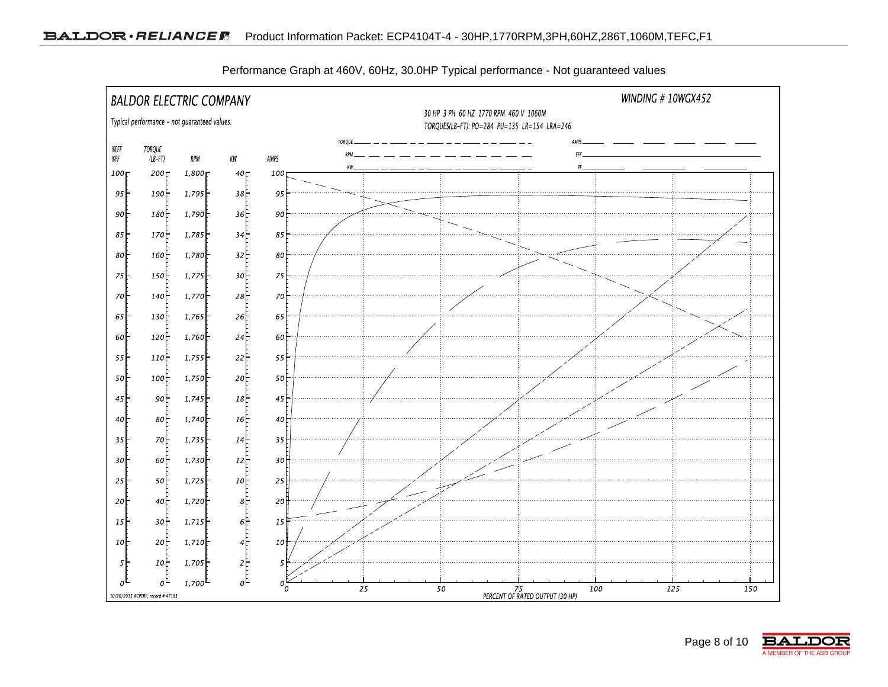Performance Graph at 460V, 60Hz, 30.0HP Typical performance - Not guaranteed values

BALDOR ELECTRIC COMPANY

Typical performance - not guaranteed values.

WINDING # 10WGX452

30 HP 3 PH 60 HZ 1770 RPM 460 V 1060M

TORQUES(LB-FT): PO=284 PU=135 LR=154 LRA=246

| %EFF %PF | TORQUE (LB-FT) | RPM | KW | AMPS |
|---|---|---|---|---|
| 100 | 200 | 1,800 | 40 | 100 |
| 95 | 190 | 1,795 | 38 | 95 |
| 90 | 180 | 1,790 | 36 | 90 |
| 85 | 170 | 1,785 | 34 | 85 |
| 80 | 160 | 1,780 | 32 | 80 |
| 75 | 150 | 1,775 | 30 | 75 |
| 70 | 140 | 1,770 | 28 | 70 |
| 65 | 130 | 1,765 | 26 | 65 |
| 60 | 120 | 1,760 | 24 | 60 |
| 55 | 110 | 1,755 | 22 | 55 |
| 50 | 100 | 1,750 | 20 | 50 |
| 45 | 90 | 1,745 | 18 | 45 |
| 40 | 80 | 1,740 | 16 | 40 |
| 35 | 70 | 1,735 | 14 | 35 |
| 30 | 60 | 1,730 | 12 | 30 |
| 25 | 50 | 1,725 | 10 | 25 |
| 20 | 40 | 1,720 | 8 | 20 |
| 15 | 30 | 1,715 | 6 | 15 |
| 10 | 20 | 1,710 | 4 | 10 |
| 5 | 10 | 1,705 | 2 | 5 |
| 0 | 0 | 1,700 | 0 | 0 |

Legend: TORQUE, RPM, KW, AMPS, EFF, PF

PERCENT OF RATED OUTPUT (30 HP): 0, 25, 50, 75, 100, 125, 150

10/20/2015 ACPERF, record # 47183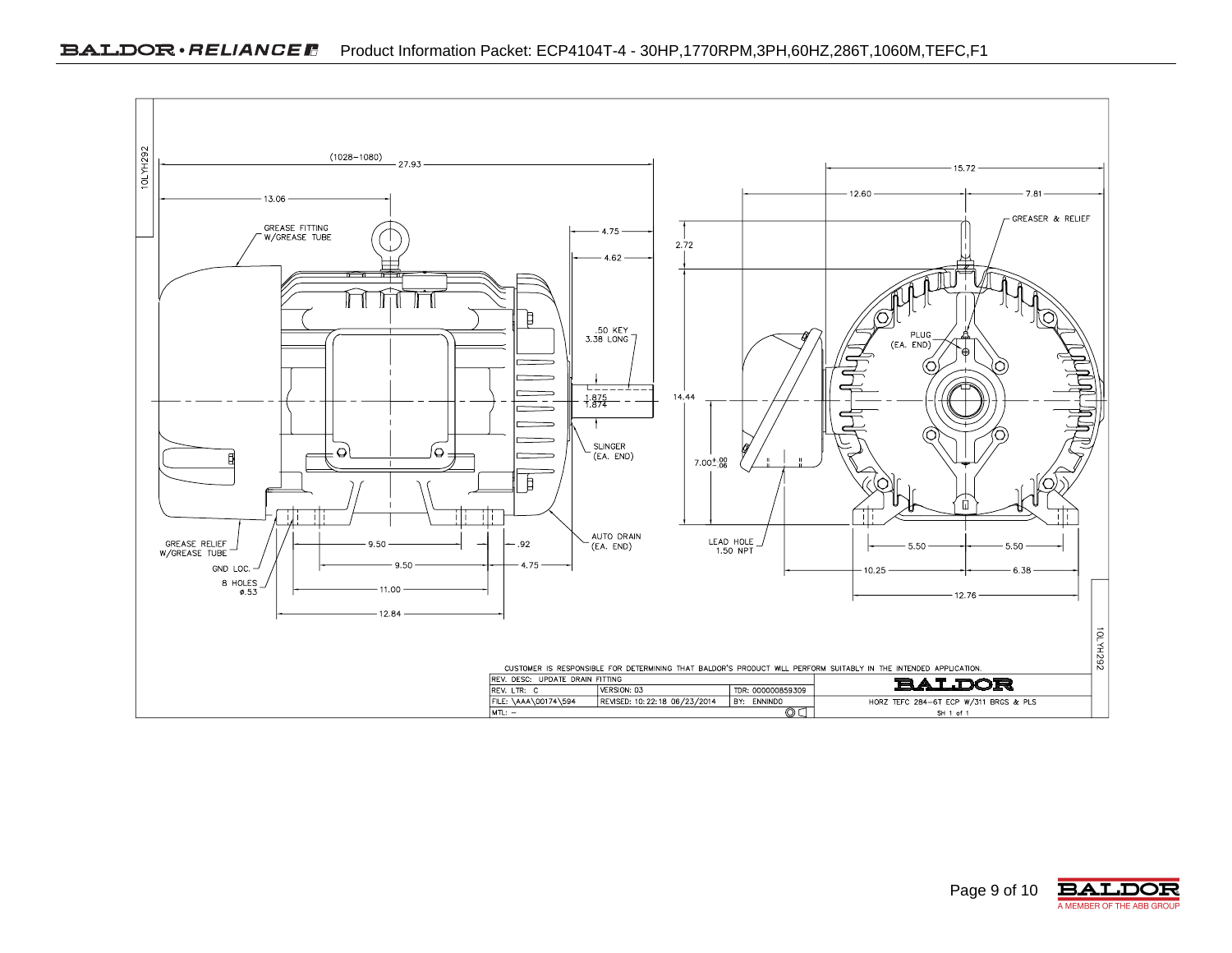10LYH292

(1028–1080)
27.93

13.06

GREASE FITTING
W/GREASE TUBE

4.75

4.62

2.72

.50 KEY
3.38 LONG

1.875
1.874

14.44

SLINGER
(EA. END)

$7.00^{+.00}_{-.06}$

15.72

12.60

7.81

GREASER & RELIEF

PLUG
(EA. END)

AUTO DRAIN
(EA. END)

LEAD HOLE
1.50 NPT

GREASE RELIEF
W/GREASE TUBE

GND LOC.

8 HOLES
ø.53

9.50

.92

9.50

4.75

11.00

12.84

5.50

5.50

10.25

6.38

12.76

10LYH292

CUSTOMER IS RESPONSIBLE FOR DETERMINING THAT BALDOR'S PRODUCT WILL PERFORM SUITABLY IN THE INTENDED APPLICATION.

| REV. DESC: UPDATE DRAIN FITTING | | | BALDOR |
|---|---|---|---|
| REV. LTR: C | VERSION: 03 | TDR: 000000859309 | |
| FILE: \AAA\00174\594 | REVISED: 10:22:18 08/23/2014 | BY: ENNINDO | HORZ TEFC 284-6T ECP W/311 BRGS & PLS |
| MTL: – | | | SH 1 of 1 |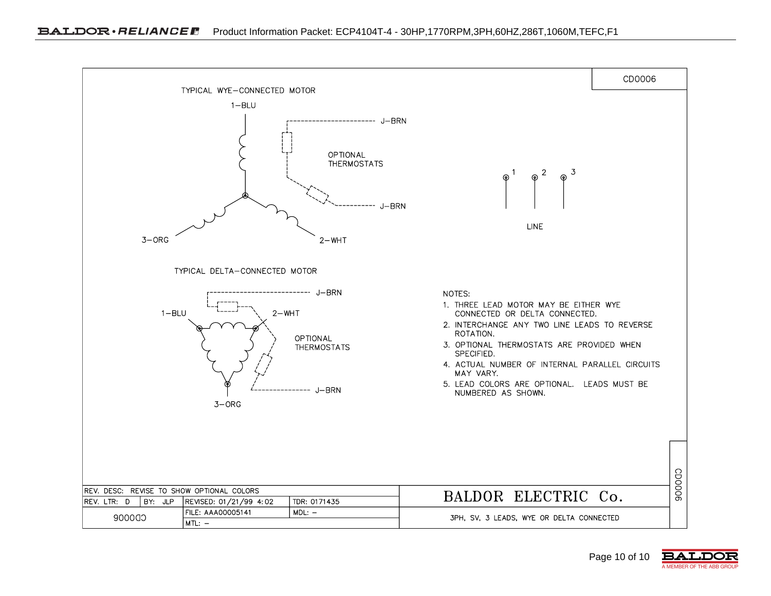CD0006

TYPICAL WYE–CONNECTED MOTOR

1–BLU

J–BRN

OPTIONAL
THERMOSTATS

J–BRN

3–ORG

2–WHT

1 2 3

LINE

TYPICAL DELTA–CONNECTED MOTOR

J–BRN

1–BLU

2–WHT

OPTIONAL
THERMOSTATS

J–BRN

3–ORG

NOTES:

1. THREE LEAD MOTOR MAY BE EITHER WYE CONNECTED OR DELTA CONNECTED.
2. INTERCHANGE ANY TWO LINE LEADS TO REVERSE ROTATION.
3. OPTIONAL THERMOSTATS ARE PROVIDED WHEN SPECIFIED.
4. ACTUAL NUMBER OF INTERNAL PARALLEL CIRCUITS MAY VARY.
5. LEAD COLORS ARE OPTIONAL. LEADS MUST BE NUMBERED AS SHOWN.

| | | | |
|---|---|---|---|
| REV. DESC: REVISE TO SHOW OPTIONAL COLORS | | | BALDOR ELECTRIC Co. |
| REV. LTR: D BY: JLP | REVISED: 01/21/99 4:02 | TDR: 0171435 | |
| CD0006 | FILE: AAA00005141 | MDL: – | 3PH, SV, 3 LEADS, WYE OR DELTA CONNECTED |
| | MTL: – | | |

CD0006